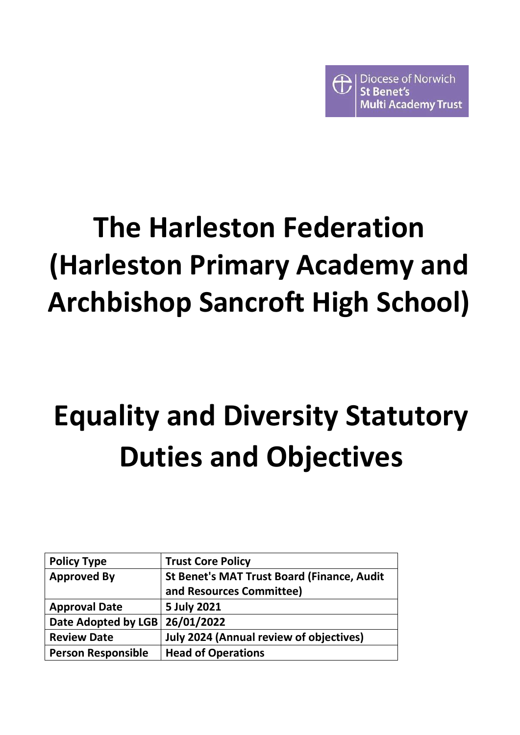Diocese of Norwich
St Benet's
Multi Academy Trust

# The Harleston Federation (Harleston Primary Academy and Archbishop Sancroft High School)

# Equality and Diversity Statutory Duties and Objectives

| Policy Type | Trust Core Policy |
| --- | --- |
| Approved By | St Benet's MAT Trust Board (Finance, Audit and Resources Committee) |
| Approval Date | 5 July 2021 |
| Date Adopted by LGB | 26/01/2022 |
| Review Date | July 2024 (Annual review of objectives) |
| Person Responsible | Head of Operations |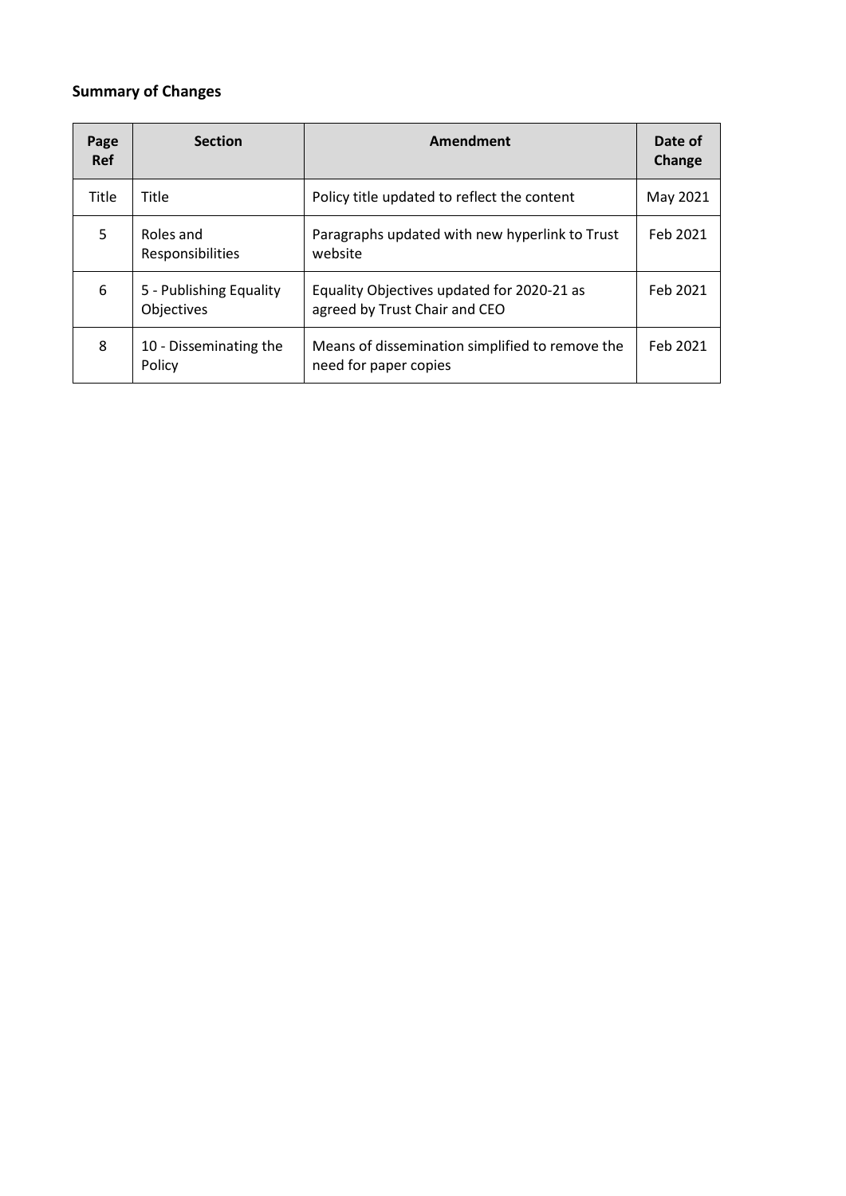**Summary of Changes**

| Page Ref | Section | Amendment | Date of Change |
|---|---|---|---|
| Title | Title | Policy title updated to reflect the content | May 2021 |
| 5 | Roles and Responsibilities | Paragraphs updated with new hyperlink to Trust website | Feb 2021 |
| 6 | 5 - Publishing Equality Objectives | Equality Objectives updated for 2020-21 as agreed by Trust Chair and CEO | Feb 2021 |
| 8 | 10 - Disseminating the Policy | Means of dissemination simplified to remove the need for paper copies | Feb 2021 |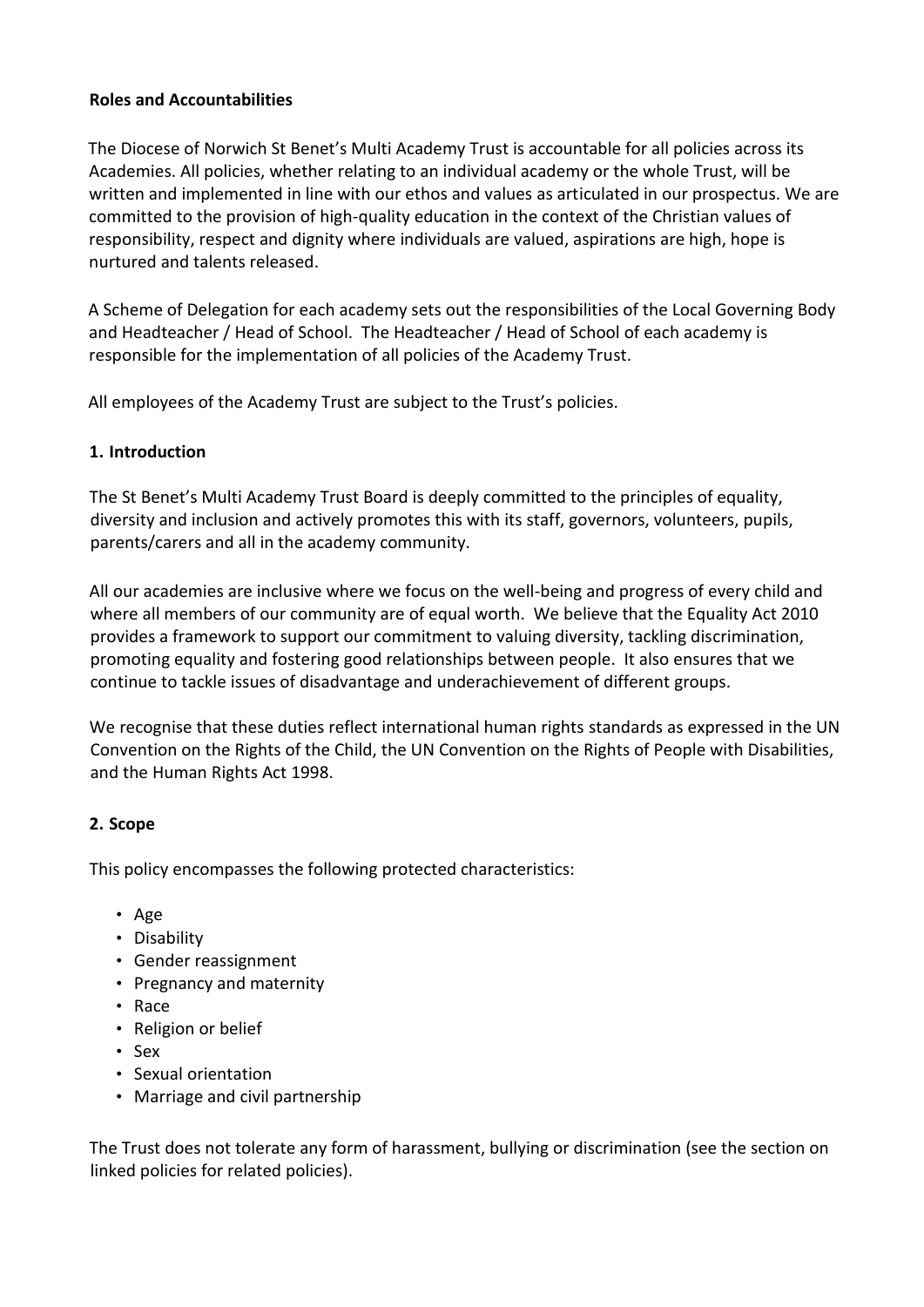**Roles and Accountabilities**

The Diocese of Norwich St Benet's Multi Academy Trust is accountable for all policies across its Academies. All policies, whether relating to an individual academy or the whole Trust, will be written and implemented in line with our ethos and values as articulated in our prospectus. We are committed to the provision of high-quality education in the context of the Christian values of responsibility, respect and dignity where individuals are valued, aspirations are high, hope is nurtured and talents released.

A Scheme of Delegation for each academy sets out the responsibilities of the Local Governing Body and Headteacher / Head of School. The Headteacher / Head of School of each academy is responsible for the implementation of all policies of the Academy Trust.

All employees of the Academy Trust are subject to the Trust's policies.

**1. Introduction**

The St Benet's Multi Academy Trust Board is deeply committed to the principles of equality, diversity and inclusion and actively promotes this with its staff, governors, volunteers, pupils, parents/carers and all in the academy community.

All our academies are inclusive where we focus on the well-being and progress of every child and where all members of our community are of equal worth. We believe that the Equality Act 2010 provides a framework to support our commitment to valuing diversity, tackling discrimination, promoting equality and fostering good relationships between people. It also ensures that we continue to tackle issues of disadvantage and underachievement of different groups.

We recognise that these duties reflect international human rights standards as expressed in the UN Convention on the Rights of the Child, the UN Convention on the Rights of People with Disabilities, and the Human Rights Act 1998.

**2. Scope**

This policy encompasses the following protected characteristics:

- Age
- Disability
- Gender reassignment
- Pregnancy and maternity
- Race
- Religion or belief
- Sex
- Sexual orientation
- Marriage and civil partnership

The Trust does not tolerate any form of harassment, bullying or discrimination (see the section on linked policies for related policies).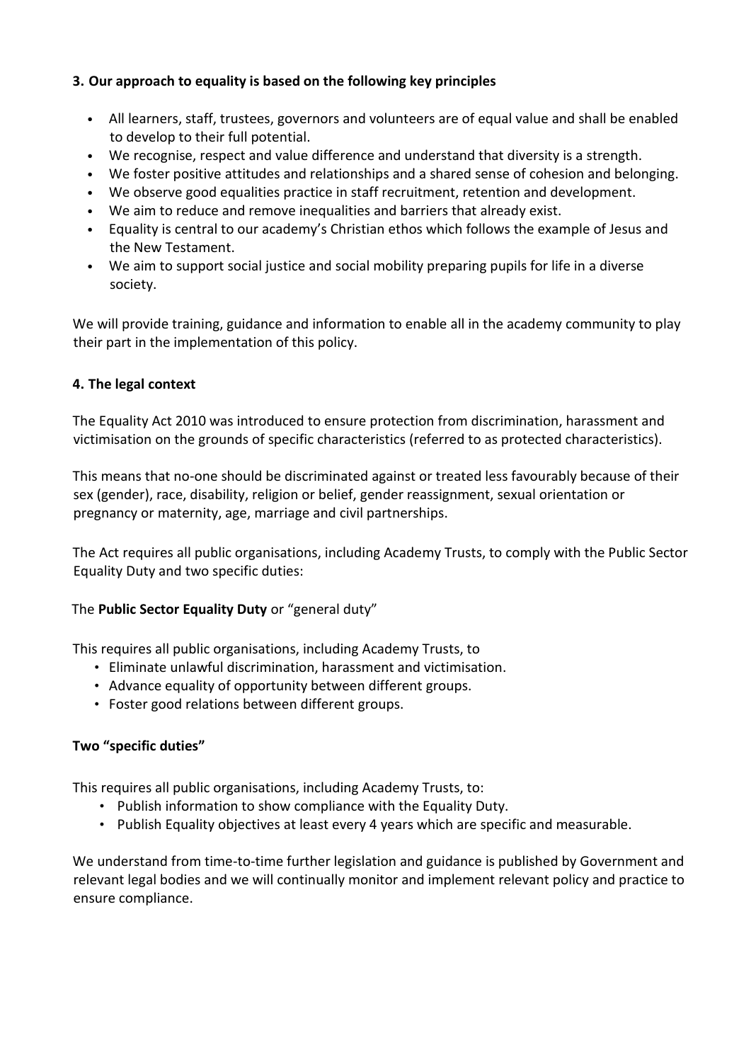### 3. Our approach to equality is based on the following key principles

- All learners, staff, trustees, governors and volunteers are of equal value and shall be enabled to develop to their full potential.
- We recognise, respect and value difference and understand that diversity is a strength.
- We foster positive attitudes and relationships and a shared sense of cohesion and belonging.
- We observe good equalities practice in staff recruitment, retention and development.
- We aim to reduce and remove inequalities and barriers that already exist.
- Equality is central to our academy's Christian ethos which follows the example of Jesus and the New Testament.
- We aim to support social justice and social mobility preparing pupils for life in a diverse society.

We will provide training, guidance and information to enable all in the academy community to play their part in the implementation of this policy.

### 4. The legal context

The Equality Act 2010 was introduced to ensure protection from discrimination, harassment and victimisation on the grounds of specific characteristics (referred to as protected characteristics).

This means that no-one should be discriminated against or treated less favourably because of their sex (gender), race, disability, religion or belief, gender reassignment, sexual orientation or pregnancy or maternity, age, marriage and civil partnerships.

The Act requires all public organisations, including Academy Trusts, to comply with the Public Sector Equality Duty and two specific duties:

The **Public Sector Equality Duty** or "general duty"

This requires all public organisations, including Academy Trusts, to

- Eliminate unlawful discrimination, harassment and victimisation.
- Advance equality of opportunity between different groups.
- Foster good relations between different groups.

**Two "specific duties"**

This requires all public organisations, including Academy Trusts, to:

- Publish information to show compliance with the Equality Duty.
- Publish Equality objectives at least every 4 years which are specific and measurable.

We understand from time-to-time further legislation and guidance is published by Government and relevant legal bodies and we will continually monitor and implement relevant policy and practice to ensure compliance.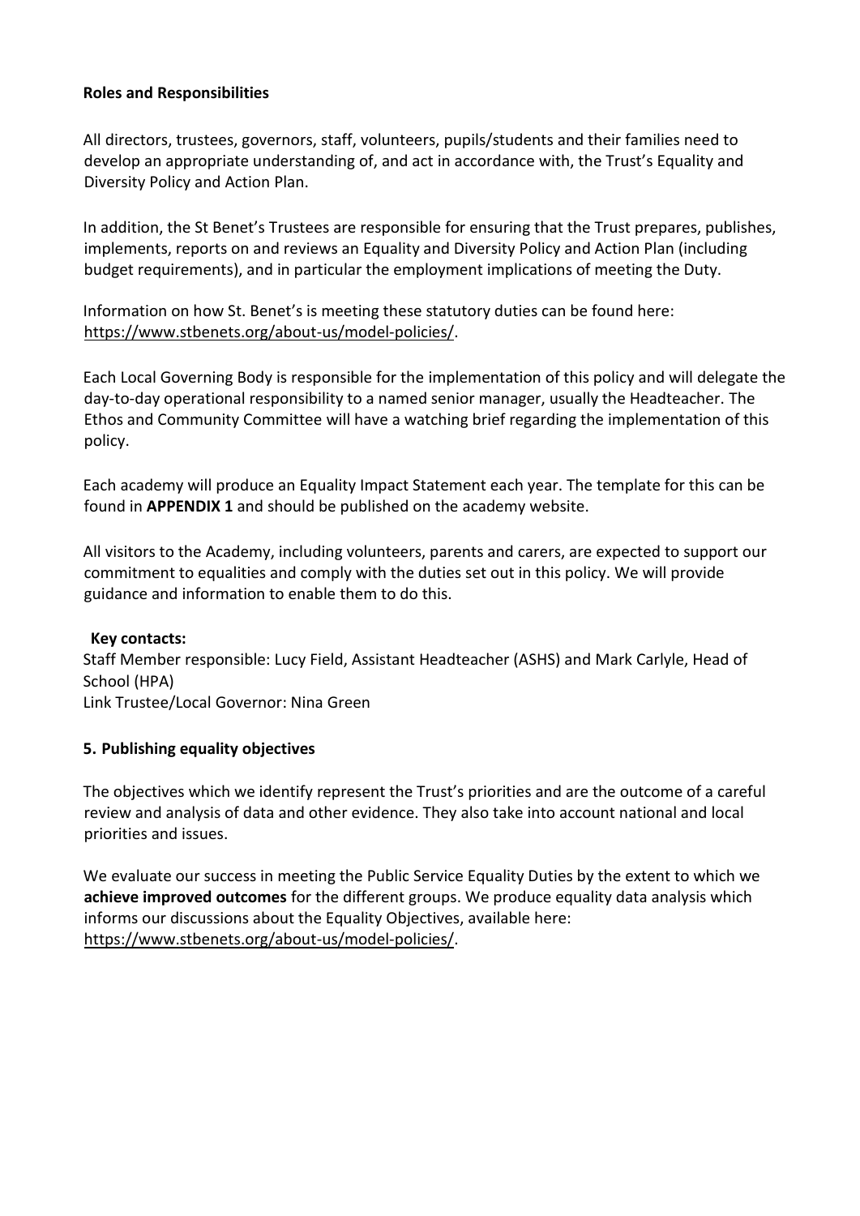### Roles and Responsibilities

All directors, trustees, governors, staff, volunteers, pupils/students and their families need to develop an appropriate understanding of, and act in accordance with, the Trust's Equality and Diversity Policy and Action Plan.

In addition, the St Benet's Trustees are responsible for ensuring that the Trust prepares, publishes, implements, reports on and reviews an Equality and Diversity Policy and Action Plan (including budget requirements), and in particular the employment implications of meeting the Duty.

Information on how St. Benet's is meeting these statutory duties can be found here: https://www.stbenets.org/about-us/model-policies/.

Each Local Governing Body is responsible for the implementation of this policy and will delegate the day-to-day operational responsibility to a named senior manager, usually the Headteacher. The Ethos and Community Committee will have a watching brief regarding the implementation of this policy.

Each academy will produce an Equality Impact Statement each year. The template for this can be found in **APPENDIX 1** and should be published on the academy website.

All visitors to the Academy, including volunteers, parents and carers, are expected to support our commitment to equalities and comply with the duties set out in this policy. We will provide guidance and information to enable them to do this.

**Key contacts:**
Staff Member responsible: Lucy Field, Assistant Headteacher (ASHS) and Mark Carlyle, Head of School (HPA)
Link Trustee/Local Governor: Nina Green

### 5. Publishing equality objectives

The objectives which we identify represent the Trust's priorities and are the outcome of a careful review and analysis of data and other evidence. They also take into account national and local priorities and issues.

We evaluate our success in meeting the Public Service Equality Duties by the extent to which we **achieve improved outcomes** for the different groups. We produce equality data analysis which informs our discussions about the Equality Objectives, available here: https://www.stbenets.org/about-us/model-policies/.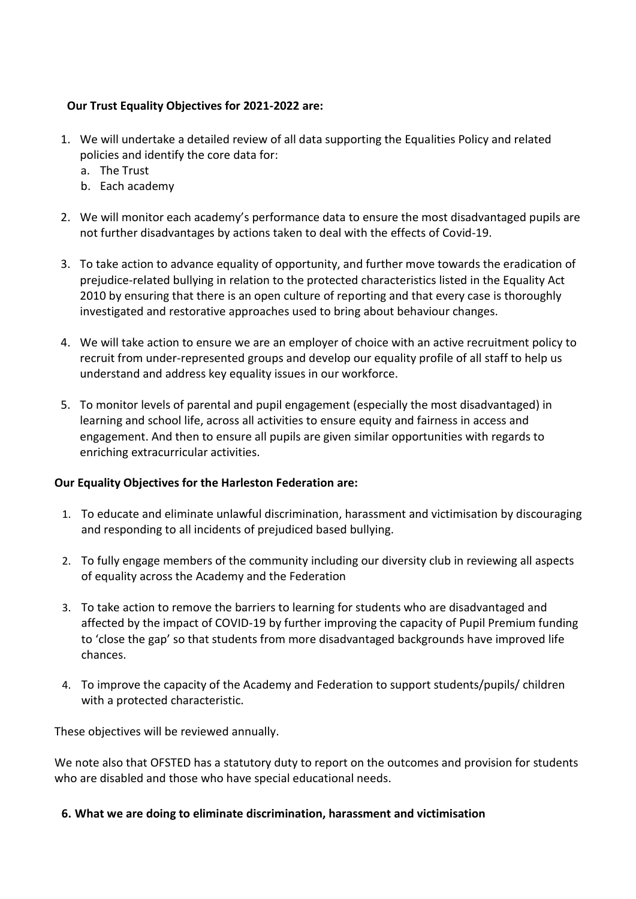**Our Trust Equality Objectives for 2021-2022 are:**

1. We will undertake a detailed review of all data supporting the Equalities Policy and related policies and identify the core data for:
   a. The Trust
   b. Each academy

2. We will monitor each academy's performance data to ensure the most disadvantaged pupils are not further disadvantages by actions taken to deal with the effects of Covid-19.

3. To take action to advance equality of opportunity, and further move towards the eradication of prejudice-related bullying in relation to the protected characteristics listed in the Equality Act 2010 by ensuring that there is an open culture of reporting and that every case is thoroughly investigated and restorative approaches used to bring about behaviour changes.

4. We will take action to ensure we are an employer of choice with an active recruitment policy to recruit from under-represented groups and develop our equality profile of all staff to help us understand and address key equality issues in our workforce.

5. To monitor levels of parental and pupil engagement (especially the most disadvantaged) in learning and school life, across all activities to ensure equity and fairness in access and engagement. And then to ensure all pupils are given similar opportunities with regards to enriching extracurricular activities.

**Our Equality Objectives for the Harleston Federation are:**

1. To educate and eliminate unlawful discrimination, harassment and victimisation by discouraging and responding to all incidents of prejudiced based bullying.

2. To fully engage members of the community including our diversity club in reviewing all aspects of equality across the Academy and the Federation

3. To take action to remove the barriers to learning for students who are disadvantaged and affected by the impact of COVID-19 by further improving the capacity of Pupil Premium funding to 'close the gap' so that students from more disadvantaged backgrounds have improved life chances.

4. To improve the capacity of the Academy and Federation to support students/pupils/ children with a protected characteristic.

These objectives will be reviewed annually.

We note also that OFSTED has a statutory duty to report on the outcomes and provision for students who are disabled and those who have special educational needs.

## 6. What we are doing to eliminate discrimination, harassment and victimisation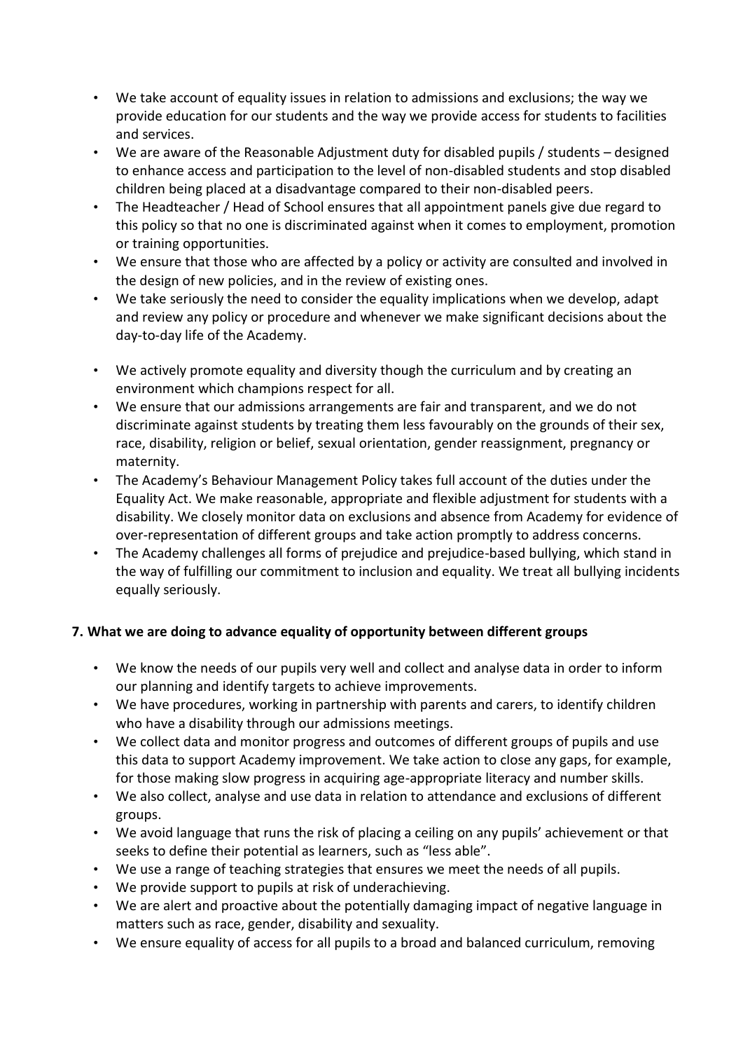- We take account of equality issues in relation to admissions and exclusions; the way we provide education for our students and the way we provide access for students to facilities and services.
- We are aware of the Reasonable Adjustment duty for disabled pupils / students – designed to enhance access and participation to the level of non-disabled students and stop disabled children being placed at a disadvantage compared to their non-disabled peers.
- The Headteacher / Head of School ensures that all appointment panels give due regard to this policy so that no one is discriminated against when it comes to employment, promotion or training opportunities.
- We ensure that those who are affected by a policy or activity are consulted and involved in the design of new policies, and in the review of existing ones.
- We take seriously the need to consider the equality implications when we develop, adapt and review any policy or procedure and whenever we make significant decisions about the day-to-day life of the Academy.
- We actively promote equality and diversity though the curriculum and by creating an environment which champions respect for all.
- We ensure that our admissions arrangements are fair and transparent, and we do not discriminate against students by treating them less favourably on the grounds of their sex, race, disability, religion or belief, sexual orientation, gender reassignment, pregnancy or maternity.
- The Academy's Behaviour Management Policy takes full account of the duties under the Equality Act. We make reasonable, appropriate and flexible adjustment for students with a disability. We closely monitor data on exclusions and absence from Academy for evidence of over-representation of different groups and take action promptly to address concerns.
- The Academy challenges all forms of prejudice and prejudice-based bullying, which stand in the way of fulfilling our commitment to inclusion and equality. We treat all bullying incidents equally seriously.

## 7. What we are doing to advance equality of opportunity between different groups

- We know the needs of our pupils very well and collect and analyse data in order to inform our planning and identify targets to achieve improvements.
- We have procedures, working in partnership with parents and carers, to identify children who have a disability through our admissions meetings.
- We collect data and monitor progress and outcomes of different groups of pupils and use this data to support Academy improvement. We take action to close any gaps, for example, for those making slow progress in acquiring age-appropriate literacy and number skills.
- We also collect, analyse and use data in relation to attendance and exclusions of different groups.
- We avoid language that runs the risk of placing a ceiling on any pupils' achievement or that seeks to define their potential as learners, such as "less able".
- We use a range of teaching strategies that ensures we meet the needs of all pupils.
- We provide support to pupils at risk of underachieving.
- We are alert and proactive about the potentially damaging impact of negative language in matters such as race, gender, disability and sexuality.
- We ensure equality of access for all pupils to a broad and balanced curriculum, removing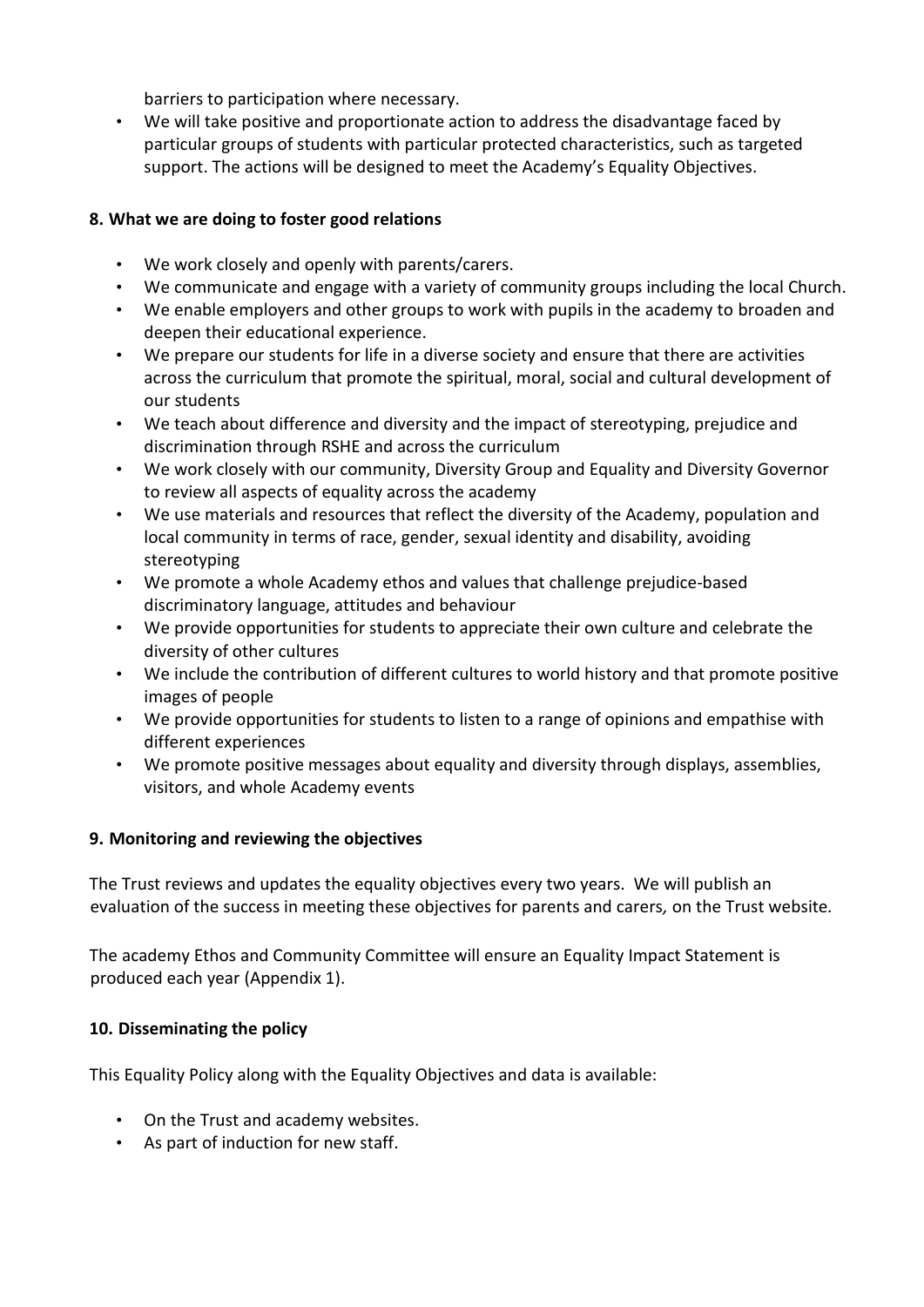barriers to participation where necessary.

- We will take positive and proportionate action to address the disadvantage faced by particular groups of students with particular protected characteristics, such as targeted support. The actions will be designed to meet the Academy's Equality Objectives.

## 8. What we are doing to foster good relations

- We work closely and openly with parents/carers.
- We communicate and engage with a variety of community groups including the local Church.
- We enable employers and other groups to work with pupils in the academy to broaden and deepen their educational experience.
- We prepare our students for life in a diverse society and ensure that there are activities across the curriculum that promote the spiritual, moral, social and cultural development of our students
- We teach about difference and diversity and the impact of stereotyping, prejudice and discrimination through RSHE and across the curriculum
- We work closely with our community, Diversity Group and Equality and Diversity Governor to review all aspects of equality across the academy
- We use materials and resources that reflect the diversity of the Academy, population and local community in terms of race, gender, sexual identity and disability, avoiding stereotyping
- We promote a whole Academy ethos and values that challenge prejudice-based discriminatory language, attitudes and behaviour
- We provide opportunities for students to appreciate their own culture and celebrate the diversity of other cultures
- We include the contribution of different cultures to world history and that promote positive images of people
- We provide opportunities for students to listen to a range of opinions and empathise with different experiences
- We promote positive messages about equality and diversity through displays, assemblies, visitors, and whole Academy events

## 9. Monitoring and reviewing the objectives

The Trust reviews and updates the equality objectives every two years. We will publish an evaluation of the success in meeting these objectives for parents and carers*,* on the Trust website.

The academy Ethos and Community Committee will ensure an Equality Impact Statement is produced each year (Appendix 1).

## 10. Disseminating the policy

This Equality Policy along with the Equality Objectives and data is available:

- On the Trust and academy websites.
- As part of induction for new staff.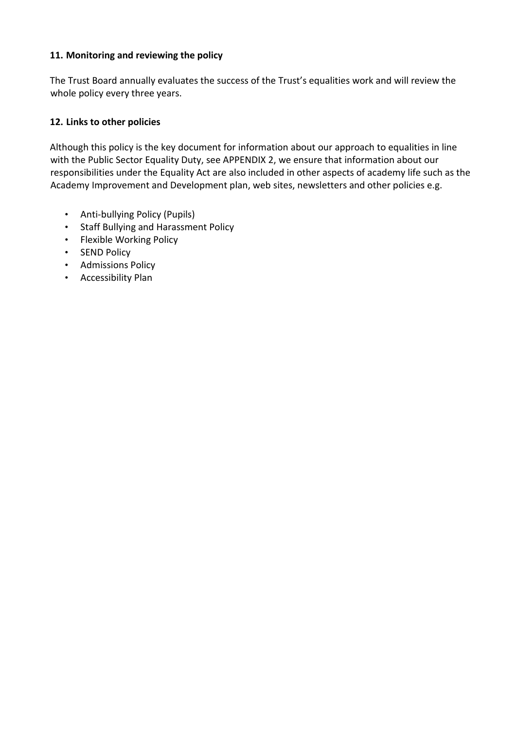## 11. Monitoring and reviewing the policy

The Trust Board annually evaluates the success of the Trust's equalities work and will review the whole policy every three years.

## 12. Links to other policies

Although this policy is the key document for information about our approach to equalities in line with the Public Sector Equality Duty, see APPENDIX 2, we ensure that information about our responsibilities under the Equality Act are also included in other aspects of academy life such as the Academy Improvement and Development plan, web sites, newsletters and other policies e.g.

- Anti-bullying Policy (Pupils)
- Staff Bullying and Harassment Policy
- Flexible Working Policy
- SEND Policy
- Admissions Policy
- Accessibility Plan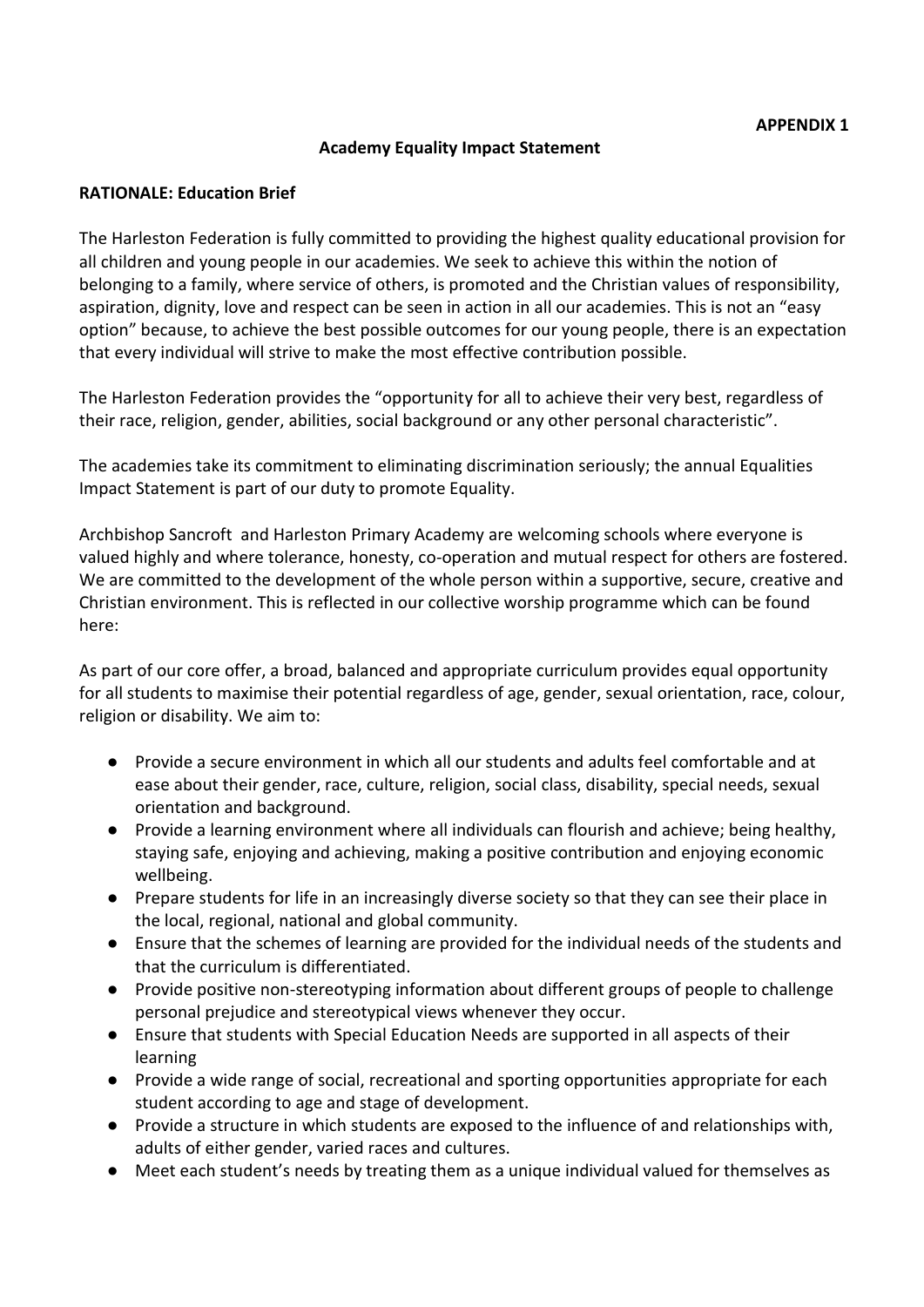**APPENDIX 1**

**Academy Equality Impact Statement**

**RATIONALE: Education Brief**

The Harleston Federation is fully committed to providing the highest quality educational provision for all children and young people in our academies. We seek to achieve this within the notion of belonging to a family, where service of others, is promoted and the Christian values of responsibility, aspiration, dignity, love and respect can be seen in action in all our academies. This is not an "easy option" because, to achieve the best possible outcomes for our young people, there is an expectation that every individual will strive to make the most effective contribution possible.

The Harleston Federation provides the "opportunity for all to achieve their very best, regardless of their race, religion, gender, abilities, social background or any other personal characteristic".

The academies take its commitment to eliminating discrimination seriously; the annual Equalities Impact Statement is part of our duty to promote Equality.

Archbishop Sancroft and Harleston Primary Academy are welcoming schools where everyone is valued highly and where tolerance, honesty, co-operation and mutual respect for others are fostered. We are committed to the development of the whole person within a supportive, secure, creative and Christian environment. This is reflected in our collective worship programme which can be found here:

As part of our core offer, a broad, balanced and appropriate curriculum provides equal opportunity for all students to maximise their potential regardless of age, gender, sexual orientation, race, colour, religion or disability. We aim to:

- Provide a secure environment in which all our students and adults feel comfortable and at ease about their gender, race, culture, religion, social class, disability, special needs, sexual orientation and background.
- Provide a learning environment where all individuals can flourish and achieve; being healthy, staying safe, enjoying and achieving, making a positive contribution and enjoying economic wellbeing.
- Prepare students for life in an increasingly diverse society so that they can see their place in the local, regional, national and global community.
- Ensure that the schemes of learning are provided for the individual needs of the students and that the curriculum is differentiated.
- Provide positive non-stereotyping information about different groups of people to challenge personal prejudice and stereotypical views whenever they occur.
- Ensure that students with Special Education Needs are supported in all aspects of their learning
- Provide a wide range of social, recreational and sporting opportunities appropriate for each student according to age and stage of development.
- Provide a structure in which students are exposed to the influence of and relationships with, adults of either gender, varied races and cultures.
- Meet each student's needs by treating them as a unique individual valued for themselves as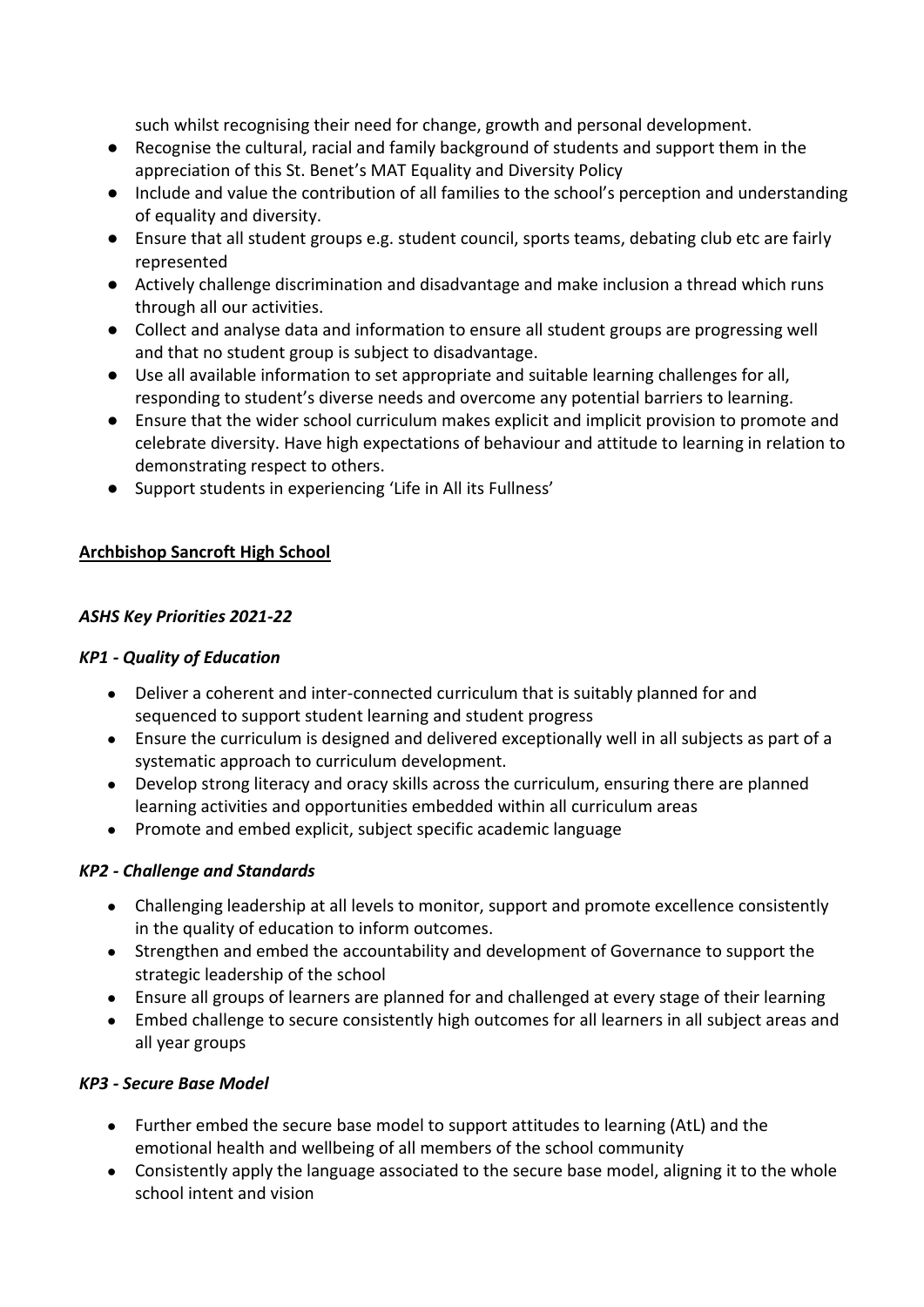such whilst recognising their need for change, growth and personal development.

- Recognise the cultural, racial and family background of students and support them in the appreciation of this St. Benet's MAT Equality and Diversity Policy
- Include and value the contribution of all families to the school's perception and understanding of equality and diversity.
- Ensure that all student groups e.g. student council, sports teams, debating club etc are fairly represented
- Actively challenge discrimination and disadvantage and make inclusion a thread which runs through all our activities.
- Collect and analyse data and information to ensure all student groups are progressing well and that no student group is subject to disadvantage.
- Use all available information to set appropriate and suitable learning challenges for all, responding to student's diverse needs and overcome any potential barriers to learning.
- Ensure that the wider school curriculum makes explicit and implicit provision to promote and celebrate diversity. Have high expectations of behaviour and attitude to learning in relation to demonstrating respect to others.
- Support students in experiencing 'Life in All its Fullness'

## Archbishop Sancroft High School

### *ASHS Key Priorities 2021-22*

### *KP1 - Quality of Education*

- Deliver a coherent and inter-connected curriculum that is suitably planned for and sequenced to support student learning and student progress
- Ensure the curriculum is designed and delivered exceptionally well in all subjects as part of a systematic approach to curriculum development.
- Develop strong literacy and oracy skills across the curriculum, ensuring there are planned learning activities and opportunities embedded within all curriculum areas
- Promote and embed explicit, subject specific academic language

### *KP2 - Challenge and Standards*

- Challenging leadership at all levels to monitor, support and promote excellence consistently in the quality of education to inform outcomes.
- Strengthen and embed the accountability and development of Governance to support the strategic leadership of the school
- Ensure all groups of learners are planned for and challenged at every stage of their learning
- Embed challenge to secure consistently high outcomes for all learners in all subject areas and all year groups

### *KP3 - Secure Base Model*

- Further embed the secure base model to support attitudes to learning (AtL) and the emotional health and wellbeing of all members of the school community
- Consistently apply the language associated to the secure base model, aligning it to the whole school intent and vision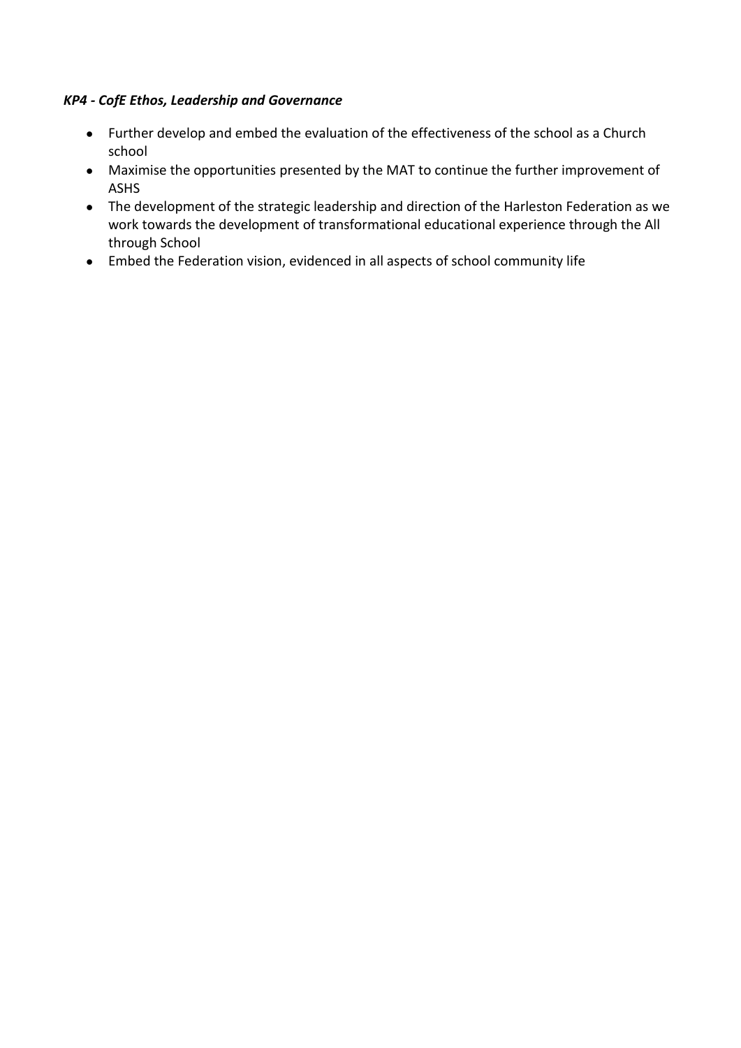***KP4 - CofE Ethos, Leadership and Governance***

- Further develop and embed the evaluation of the effectiveness of the school as a Church school
- Maximise the opportunities presented by the MAT to continue the further improvement of ASHS
- The development of the strategic leadership and direction of the Harleston Federation as we work towards the development of transformational educational experience through the All through School
- Embed the Federation vision, evidenced in all aspects of school community life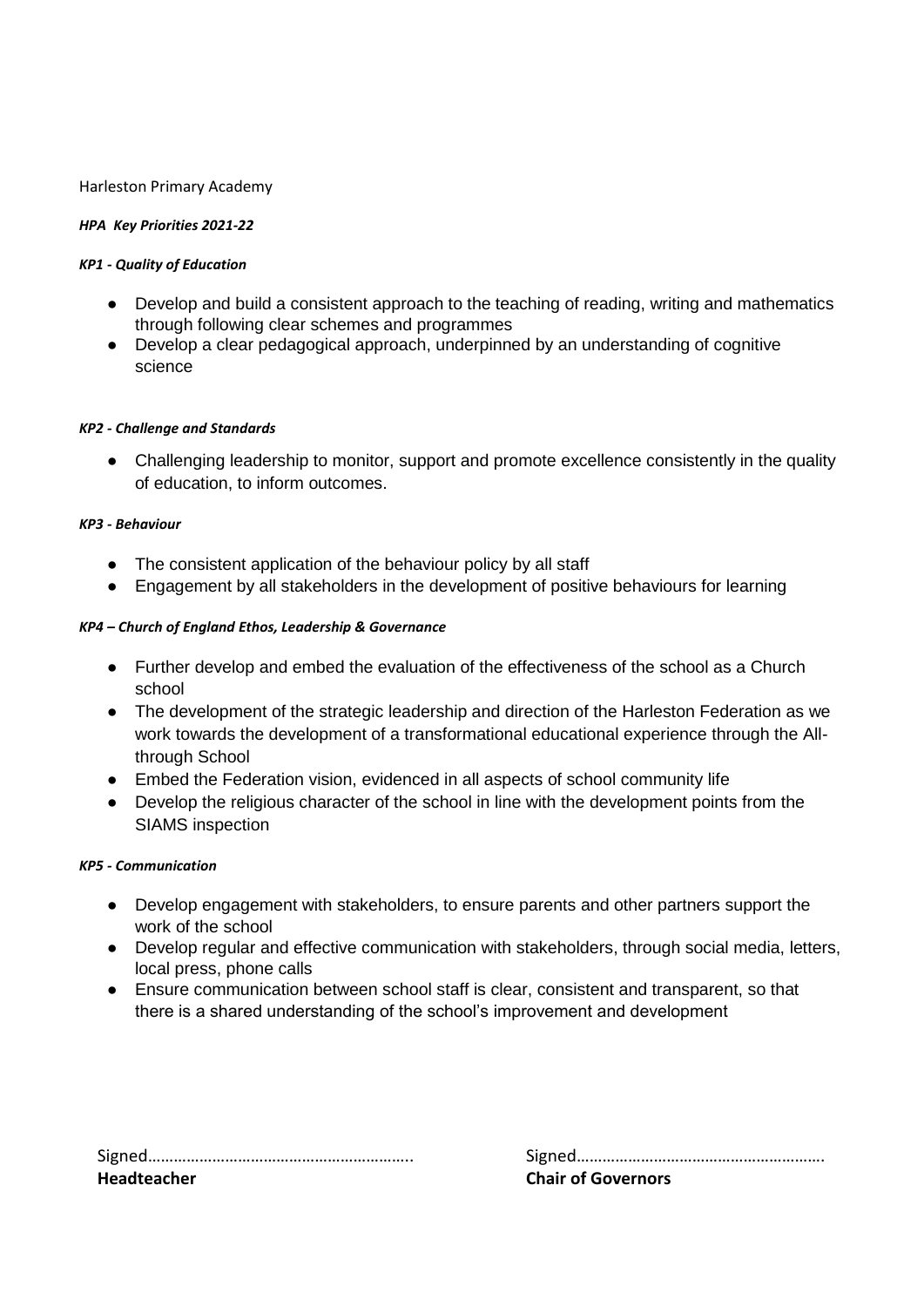Harleston Primary Academy

***HPA  Key Priorities 2021-22***

***KP1 - Quality of Education***

- Develop and build a consistent approach to the teaching of reading, writing and mathematics through following clear schemes and programmes
- Develop a clear pedagogical approach, underpinned by an understanding of cognitive science

***KP2 - Challenge and Standards***

- Challenging leadership to monitor, support and promote excellence consistently in the quality of education, to inform outcomes.

***KP3 - Behaviour***

- The consistent application of the behaviour policy by all staff
- Engagement by all stakeholders in the development of positive behaviours for learning

***KP4 – Church of England Ethos, Leadership & Governance***

- Further develop and embed the evaluation of the effectiveness of the school as a Church school
- The development of the strategic leadership and direction of the Harleston Federation as we work towards the development of a transformational educational experience through the All-through School
- Embed the Federation vision, evidenced in all aspects of school community life
- Develop the religious character of the school in line with the development points from the SIAMS inspection

***KP5 - Communication***

- Develop engagement with stakeholders, to ensure parents and other partners support the work of the school
- Develop regular and effective communication with stakeholders, through social media, letters, local press, phone calls
- Ensure communication between school staff is clear, consistent and transparent, so that there is a shared understanding of the school's improvement and development

| Signed…………………………………………………….. | Signed…………………………………………………. |
|---|---|
| **Headteacher** | **Chair of Governors** |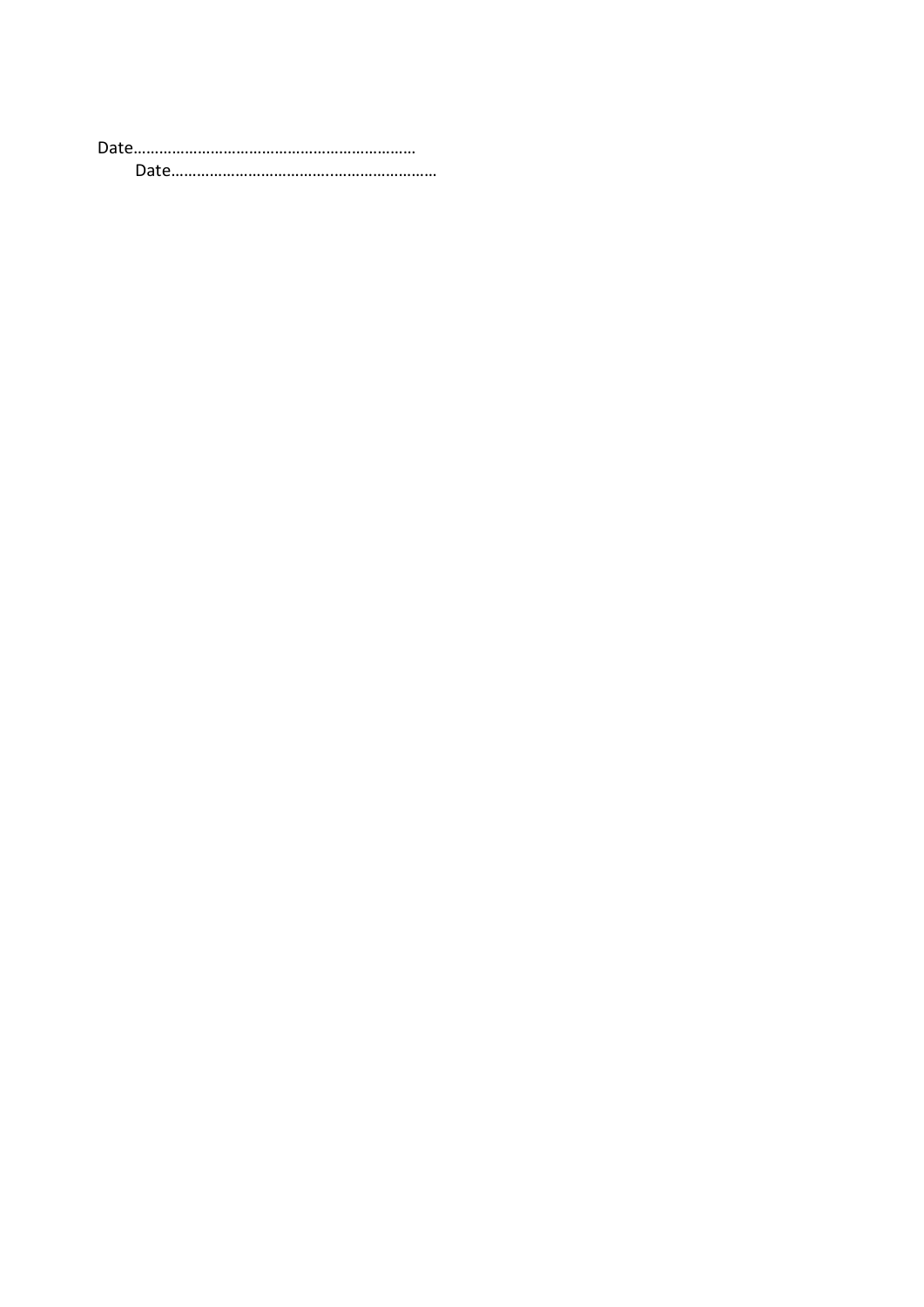Date…………………………………………………………

Date……………………………………………………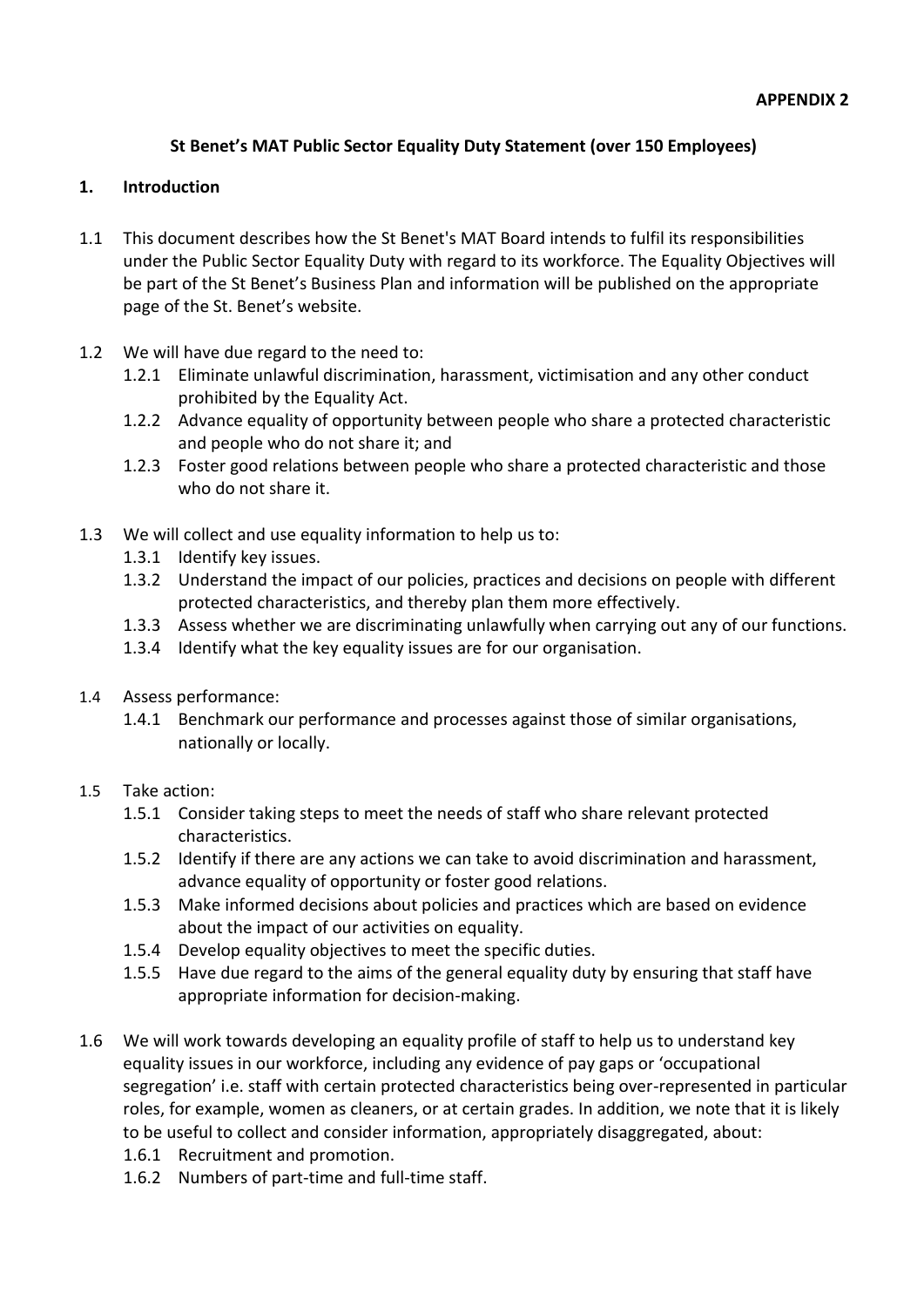**APPENDIX 2**

**St Benet's MAT Public Sector Equality Duty Statement (over 150 Employees)**

## 1. Introduction

1.1 This document describes how the St Benet's MAT Board intends to fulfil its responsibilities under the Public Sector Equality Duty with regard to its workforce. The Equality Objectives will be part of the St Benet's Business Plan and information will be published on the appropriate page of the St. Benet's website.

1.2 We will have due regard to the need to:

- 1.2.1 Eliminate unlawful discrimination, harassment, victimisation and any other conduct prohibited by the Equality Act.
- 1.2.2 Advance equality of opportunity between people who share a protected characteristic and people who do not share it; and
- 1.2.3 Foster good relations between people who share a protected characteristic and those who do not share it.

1.3 We will collect and use equality information to help us to:

- 1.3.1 Identify key issues.
- 1.3.2 Understand the impact of our policies, practices and decisions on people with different protected characteristics, and thereby plan them more effectively.
- 1.3.3 Assess whether we are discriminating unlawfully when carrying out any of our functions.
- 1.3.4 Identify what the key equality issues are for our organisation.

1.4 Assess performance:

- 1.4.1 Benchmark our performance and processes against those of similar organisations, nationally or locally.

1.5 Take action:

- 1.5.1 Consider taking steps to meet the needs of staff who share relevant protected characteristics.
- 1.5.2 Identify if there are any actions we can take to avoid discrimination and harassment, advance equality of opportunity or foster good relations.
- 1.5.3 Make informed decisions about policies and practices which are based on evidence about the impact of our activities on equality.
- 1.5.4 Develop equality objectives to meet the specific duties.
- 1.5.5 Have due regard to the aims of the general equality duty by ensuring that staff have appropriate information for decision-making.

1.6 We will work towards developing an equality profile of staff to help us to understand key equality issues in our workforce, including any evidence of pay gaps or 'occupational segregation' i.e. staff with certain protected characteristics being over-represented in particular roles, for example, women as cleaners, or at certain grades. In addition, we note that it is likely to be useful to collect and consider information, appropriately disaggregated, about:

- 1.6.1 Recruitment and promotion.
- 1.6.2 Numbers of part-time and full-time staff.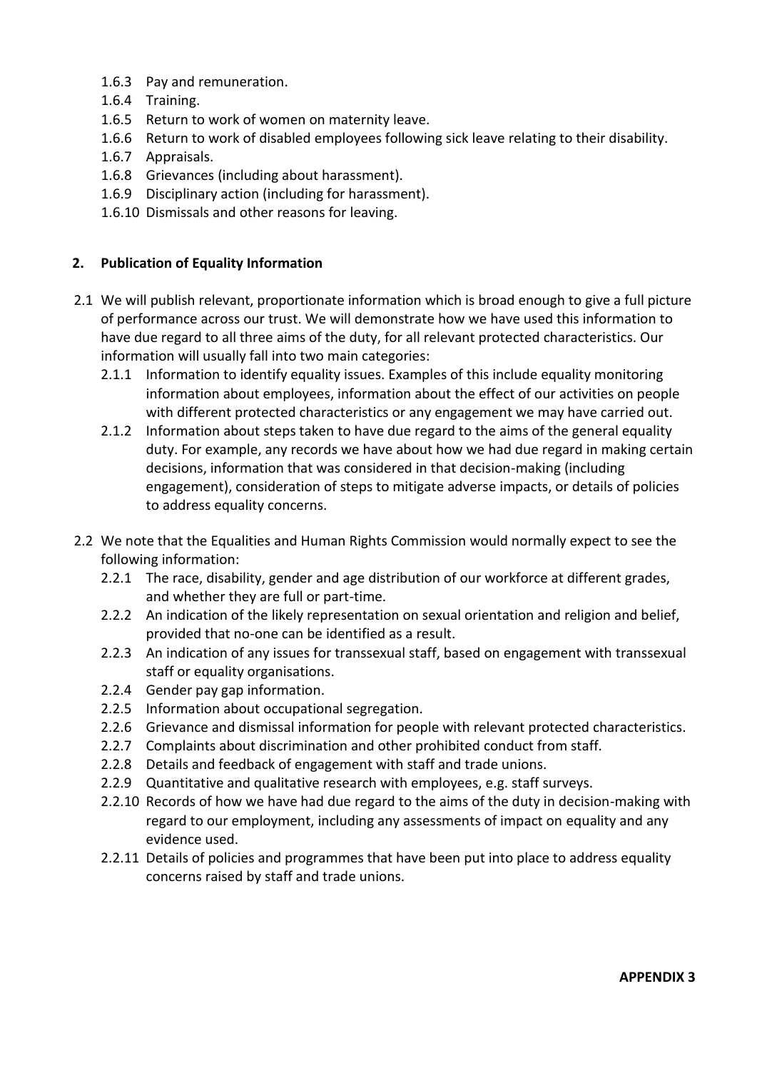- 1.6.3 Pay and remuneration.
- 1.6.4 Training.
- 1.6.5 Return to work of women on maternity leave.
- 1.6.6 Return to work of disabled employees following sick leave relating to their disability.
- 1.6.7 Appraisals.
- 1.6.8 Grievances (including about harassment).
- 1.6.9 Disciplinary action (including for harassment).
- 1.6.10 Dismissals and other reasons for leaving.

## 2. Publication of Equality Information

2.1 We will publish relevant, proportionate information which is broad enough to give a full picture of performance across our trust. We will demonstrate how we have used this information to have due regard to all three aims of the duty, for all relevant protected characteristics. Our information will usually fall into two main categories:

- 2.1.1 Information to identify equality issues. Examples of this include equality monitoring information about employees, information about the effect of our activities on people with different protected characteristics or any engagement we may have carried out.
- 2.1.2 Information about steps taken to have due regard to the aims of the general equality duty. For example, any records we have about how we had due regard in making certain decisions, information that was considered in that decision-making (including engagement), consideration of steps to mitigate adverse impacts, or details of policies to address equality concerns.

2.2 We note that the Equalities and Human Rights Commission would normally expect to see the following information:

- 2.2.1 The race, disability, gender and age distribution of our workforce at different grades, and whether they are full or part-time.
- 2.2.2 An indication of the likely representation on sexual orientation and religion and belief, provided that no-one can be identified as a result.
- 2.2.3 An indication of any issues for transsexual staff, based on engagement with transsexual staff or equality organisations.
- 2.2.4 Gender pay gap information.
- 2.2.5 Information about occupational segregation.
- 2.2.6 Grievance and dismissal information for people with relevant protected characteristics.
- 2.2.7 Complaints about discrimination and other prohibited conduct from staff.
- 2.2.8 Details and feedback of engagement with staff and trade unions.
- 2.2.9 Quantitative and qualitative research with employees, e.g. staff surveys.
- 2.2.10 Records of how we have had due regard to the aims of the duty in decision-making with regard to our employment, including any assessments of impact on equality and any evidence used.
- 2.2.11 Details of policies and programmes that have been put into place to address equality concerns raised by staff and trade unions.

**APPENDIX 3**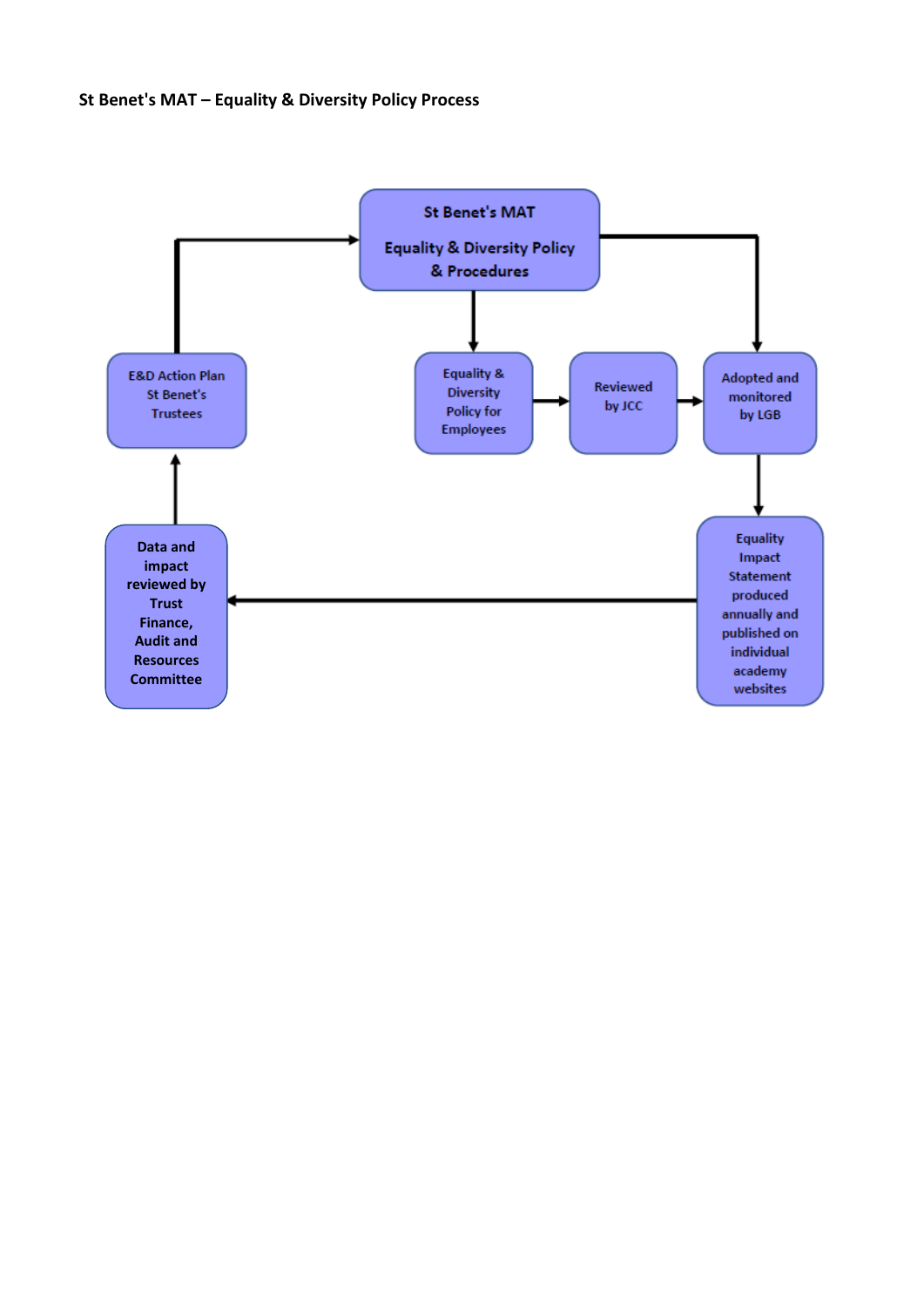**St Benet's MAT – Equality & Diversity Policy Process**

St Benet's MAT

Equality & Diversity Policy & Procedures

Equality & Diversity Policy for Employees

Reviewed by JCC

Adopted and monitored by LGB

Equality Impact Statement produced annually and published on individual academy websites

Data and impact reviewed by Trust Finance, Audit and Resources Committee

E&D Action Plan St Benet's Trustees